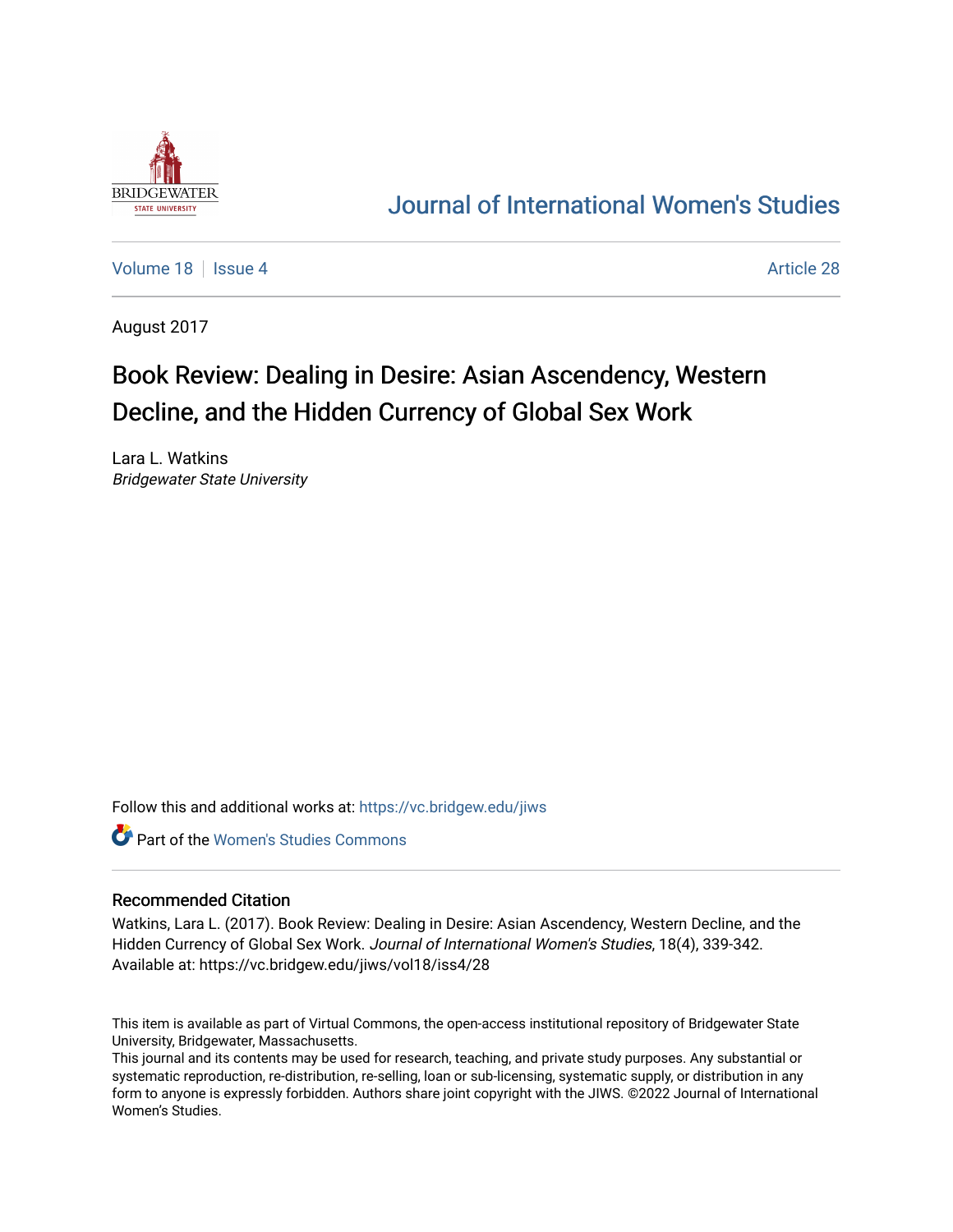Journal of International Women's Studies

Volume 18 | Issue 4 — Article 28

August 2017

# Book Review: Dealing in Desire: Asian Ascendency, Western Decline, and the Hidden Currency of Global Sex Work

Lara L. Watkins
*Bridgewater State University*

Follow this and additional works at: https://vc.bridgew.edu/jiws

Part of the Women's Studies Commons

### Recommended Citation

Watkins, Lara L. (2017). Book Review: Dealing in Desire: Asian Ascendency, Western Decline, and the Hidden Currency of Global Sex Work. *Journal of International Women's Studies*, 18(4), 339-342.
Available at: https://vc.bridgew.edu/jiws/vol18/iss4/28

This item is available as part of Virtual Commons, the open-access institutional repository of Bridgewater State University, Bridgewater, Massachusetts.
This journal and its contents may be used for research, teaching, and private study purposes. Any substantial or systematic reproduction, re-distribution, re-selling, loan or sub-licensing, systematic supply, or distribution in any form to anyone is expressly forbidden. Authors share joint copyright with the JIWS. ©2022 Journal of International Women's Studies.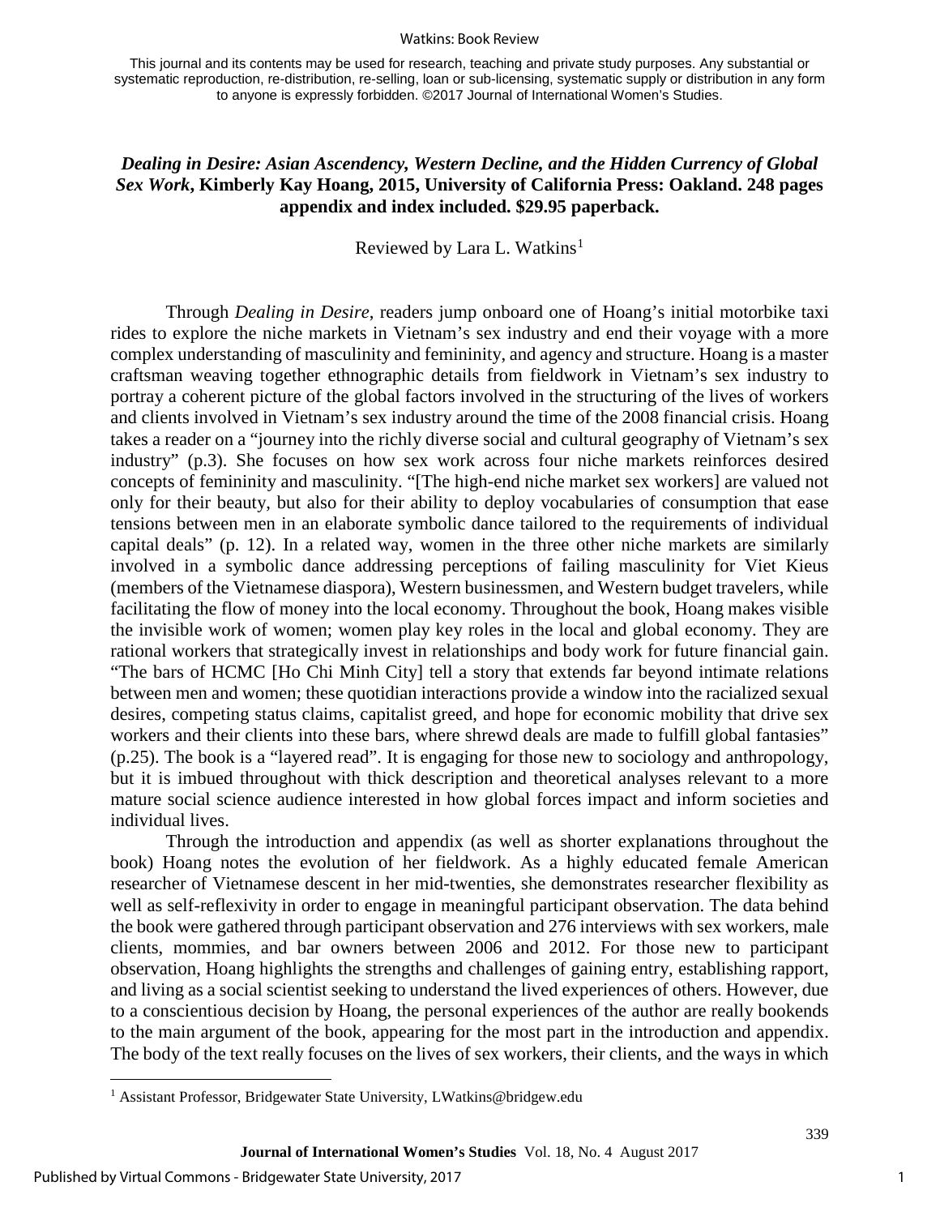This journal and its contents may be used for research, teaching and private study purposes. Any substantial or systematic reproduction, re-distribution, re-selling, loan or sub-licensing, systematic supply or distribution in any form to anyone is expressly forbidden. ©2017 Journal of International Women's Studies.

## *Dealing in Desire: Asian Ascendency, Western Decline, and the Hidden Currency of Global Sex Work*, Kimberly Kay Hoang, 2015, University of California Press: Oakland. 248 pages appendix and index included. $29.95 paperback.

Reviewed by Lara L. Watkins[1]

Through *Dealing in Desire*, readers jump onboard one of Hoang's initial motorbike taxi rides to explore the niche markets in Vietnam's sex industry and end their voyage with a more complex understanding of masculinity and femininity, and agency and structure. Hoang is a master craftsman weaving together ethnographic details from fieldwork in Vietnam's sex industry to portray a coherent picture of the global factors involved in the structuring of the lives of workers and clients involved in Vietnam's sex industry around the time of the 2008 financial crisis. Hoang takes a reader on a "journey into the richly diverse social and cultural geography of Vietnam's sex industry" (p.3). She focuses on how sex work across four niche markets reinforces desired concepts of femininity and masculinity. "[The high-end niche market sex workers] are valued not only for their beauty, but also for their ability to deploy vocabularies of consumption that ease tensions between men in an elaborate symbolic dance tailored to the requirements of individual capital deals" (p. 12). In a related way, women in the three other niche markets are similarly involved in a symbolic dance addressing perceptions of failing masculinity for Viet Kieus (members of the Vietnamese diaspora), Western businessmen, and Western budget travelers, while facilitating the flow of money into the local economy. Throughout the book, Hoang makes visible the invisible work of women; women play key roles in the local and global economy. They are rational workers that strategically invest in relationships and body work for future financial gain. "The bars of HCMC [Ho Chi Minh City] tell a story that extends far beyond intimate relations between men and women; these quotidian interactions provide a window into the racialized sexual desires, competing status claims, capitalist greed, and hope for economic mobility that drive sex workers and their clients into these bars, where shrewd deals are made to fulfill global fantasies" (p.25). The book is a "layered read". It is engaging for those new to sociology and anthropology, but it is imbued throughout with thick description and theoretical analyses relevant to a more mature social science audience interested in how global forces impact and inform societies and individual lives.

Through the introduction and appendix (as well as shorter explanations throughout the book) Hoang notes the evolution of her fieldwork. As a highly educated female American researcher of Vietnamese descent in her mid-twenties, she demonstrates researcher flexibility as well as self-reflexivity in order to engage in meaningful participant observation. The data behind the book were gathered through participant observation and 276 interviews with sex workers, male clients, mommies, and bar owners between 2006 and 2012. For those new to participant observation, Hoang highlights the strengths and challenges of gaining entry, establishing rapport, and living as a social scientist seeking to understand the lived experiences of others. However, due to a conscientious decision by Hoang, the personal experiences of the author are really bookends to the main argument of the book, appearing for the most part in the introduction and appendix. The body of the text really focuses on the lives of sex workers, their clients, and the ways in which

[1] Assistant Professor, Bridgewater State University, LWatkins@bridgew.edu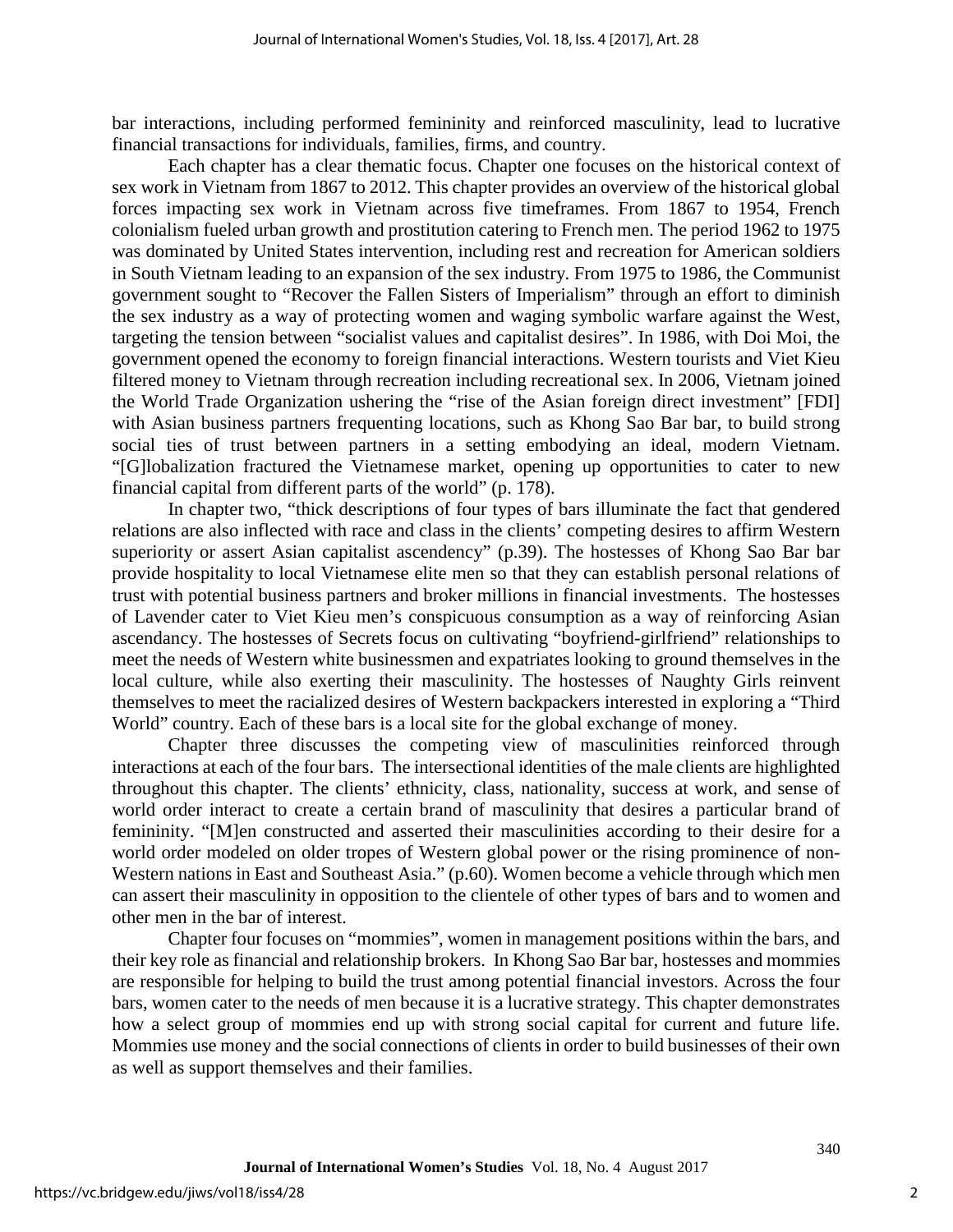bar interactions, including performed femininity and reinforced masculinity, lead to lucrative financial transactions for individuals, families, firms, and country.

Each chapter has a clear thematic focus. Chapter one focuses on the historical context of sex work in Vietnam from 1867 to 2012. This chapter provides an overview of the historical global forces impacting sex work in Vietnam across five timeframes. From 1867 to 1954, French colonialism fueled urban growth and prostitution catering to French men. The period 1962 to 1975 was dominated by United States intervention, including rest and recreation for American soldiers in South Vietnam leading to an expansion of the sex industry. From 1975 to 1986, the Communist government sought to "Recover the Fallen Sisters of Imperialism" through an effort to diminish the sex industry as a way of protecting women and waging symbolic warfare against the West, targeting the tension between "socialist values and capitalist desires". In 1986, with Doi Moi, the government opened the economy to foreign financial interactions. Western tourists and Viet Kieu filtered money to Vietnam through recreation including recreational sex. In 2006, Vietnam joined the World Trade Organization ushering the "rise of the Asian foreign direct investment" [FDI] with Asian business partners frequenting locations, such as Khong Sao Bar bar, to build strong social ties of trust between partners in a setting embodying an ideal, modern Vietnam. "[G]lobalization fractured the Vietnamese market, opening up opportunities to cater to new financial capital from different parts of the world" (p. 178).

In chapter two, "thick descriptions of four types of bars illuminate the fact that gendered relations are also inflected with race and class in the clients' competing desires to affirm Western superiority or assert Asian capitalist ascendency" (p.39). The hostesses of Khong Sao Bar bar provide hospitality to local Vietnamese elite men so that they can establish personal relations of trust with potential business partners and broker millions in financial investments. The hostesses of Lavender cater to Viet Kieu men's conspicuous consumption as a way of reinforcing Asian ascendancy. The hostesses of Secrets focus on cultivating "boyfriend-girlfriend" relationships to meet the needs of Western white businessmen and expatriates looking to ground themselves in the local culture, while also exerting their masculinity. The hostesses of Naughty Girls reinvent themselves to meet the racialized desires of Western backpackers interested in exploring a "Third World" country. Each of these bars is a local site for the global exchange of money.

Chapter three discusses the competing view of masculinities reinforced through interactions at each of the four bars. The intersectional identities of the male clients are highlighted throughout this chapter. The clients' ethnicity, class, nationality, success at work, and sense of world order interact to create a certain brand of masculinity that desires a particular brand of femininity. "[M]en constructed and asserted their masculinities according to their desire for a world order modeled on older tropes of Western global power or the rising prominence of non-Western nations in East and Southeast Asia." (p.60). Women become a vehicle through which men can assert their masculinity in opposition to the clientele of other types of bars and to women and other men in the bar of interest.

Chapter four focuses on "mommies", women in management positions within the bars, and their key role as financial and relationship brokers. In Khong Sao Bar bar, hostesses and mommies are responsible for helping to build the trust among potential financial investors. Across the four bars, women cater to the needs of men because it is a lucrative strategy. This chapter demonstrates how a select group of mommies end up with strong social capital for current and future life. Mommies use money and the social connections of clients in order to build businesses of their own as well as support themselves and their families.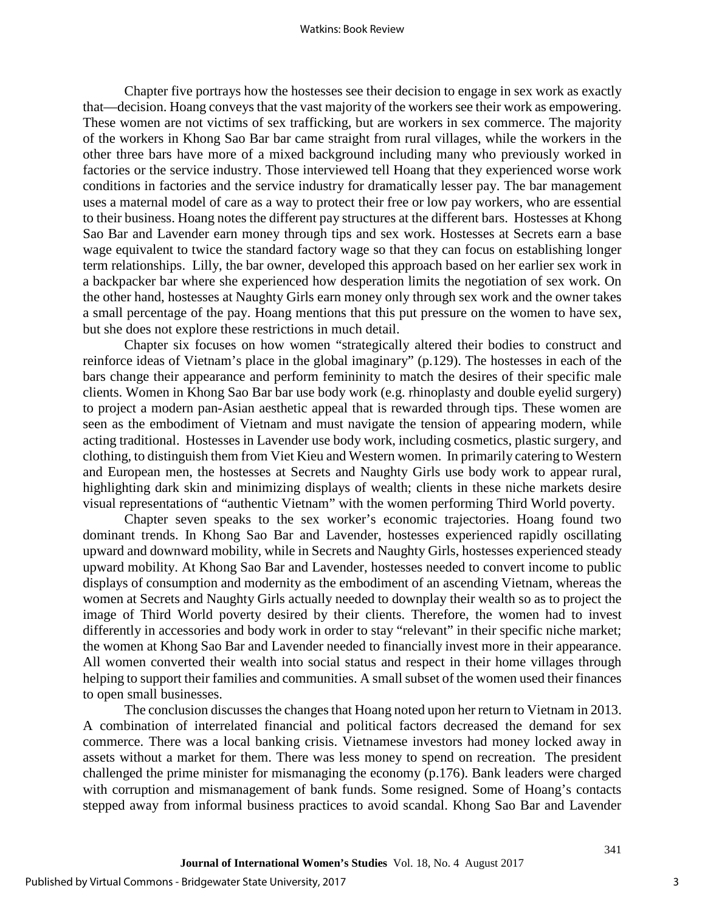Chapter five portrays how the hostesses see their decision to engage in sex work as exactly that—decision. Hoang conveys that the vast majority of the workers see their work as empowering. These women are not victims of sex trafficking, but are workers in sex commerce. The majority of the workers in Khong Sao Bar bar came straight from rural villages, while the workers in the other three bars have more of a mixed background including many who previously worked in factories or the service industry. Those interviewed tell Hoang that they experienced worse work conditions in factories and the service industry for dramatically lesser pay. The bar management uses a maternal model of care as a way to protect their free or low pay workers, who are essential to their business. Hoang notes the different pay structures at the different bars. Hostesses at Khong Sao Bar and Lavender earn money through tips and sex work. Hostesses at Secrets earn a base wage equivalent to twice the standard factory wage so that they can focus on establishing longer term relationships. Lilly, the bar owner, developed this approach based on her earlier sex work in a backpacker bar where she experienced how desperation limits the negotiation of sex work. On the other hand, hostesses at Naughty Girls earn money only through sex work and the owner takes a small percentage of the pay. Hoang mentions that this put pressure on the women to have sex, but she does not explore these restrictions in much detail.

Chapter six focuses on how women "strategically altered their bodies to construct and reinforce ideas of Vietnam's place in the global imaginary" (p.129). The hostesses in each of the bars change their appearance and perform femininity to match the desires of their specific male clients. Women in Khong Sao Bar bar use body work (e.g. rhinoplasty and double eyelid surgery) to project a modern pan-Asian aesthetic appeal that is rewarded through tips. These women are seen as the embodiment of Vietnam and must navigate the tension of appearing modern, while acting traditional. Hostesses in Lavender use body work, including cosmetics, plastic surgery, and clothing, to distinguish them from Viet Kieu and Western women. In primarily catering to Western and European men, the hostesses at Secrets and Naughty Girls use body work to appear rural, highlighting dark skin and minimizing displays of wealth; clients in these niche markets desire visual representations of "authentic Vietnam" with the women performing Third World poverty.

Chapter seven speaks to the sex worker's economic trajectories. Hoang found two dominant trends. In Khong Sao Bar and Lavender, hostesses experienced rapidly oscillating upward and downward mobility, while in Secrets and Naughty Girls, hostesses experienced steady upward mobility. At Khong Sao Bar and Lavender, hostesses needed to convert income to public displays of consumption and modernity as the embodiment of an ascending Vietnam, whereas the women at Secrets and Naughty Girls actually needed to downplay their wealth so as to project the image of Third World poverty desired by their clients. Therefore, the women had to invest differently in accessories and body work in order to stay "relevant" in their specific niche market; the women at Khong Sao Bar and Lavender needed to financially invest more in their appearance. All women converted their wealth into social status and respect in their home villages through helping to support their families and communities. A small subset of the women used their finances to open small businesses.

The conclusion discusses the changes that Hoang noted upon her return to Vietnam in 2013. A combination of interrelated financial and political factors decreased the demand for sex commerce. There was a local banking crisis. Vietnamese investors had money locked away in assets without a market for them. There was less money to spend on recreation. The president challenged the prime minister for mismanaging the economy (p.176). Bank leaders were charged with corruption and mismanagement of bank funds. Some resigned. Some of Hoang's contacts stepped away from informal business practices to avoid scandal. Khong Sao Bar and Lavender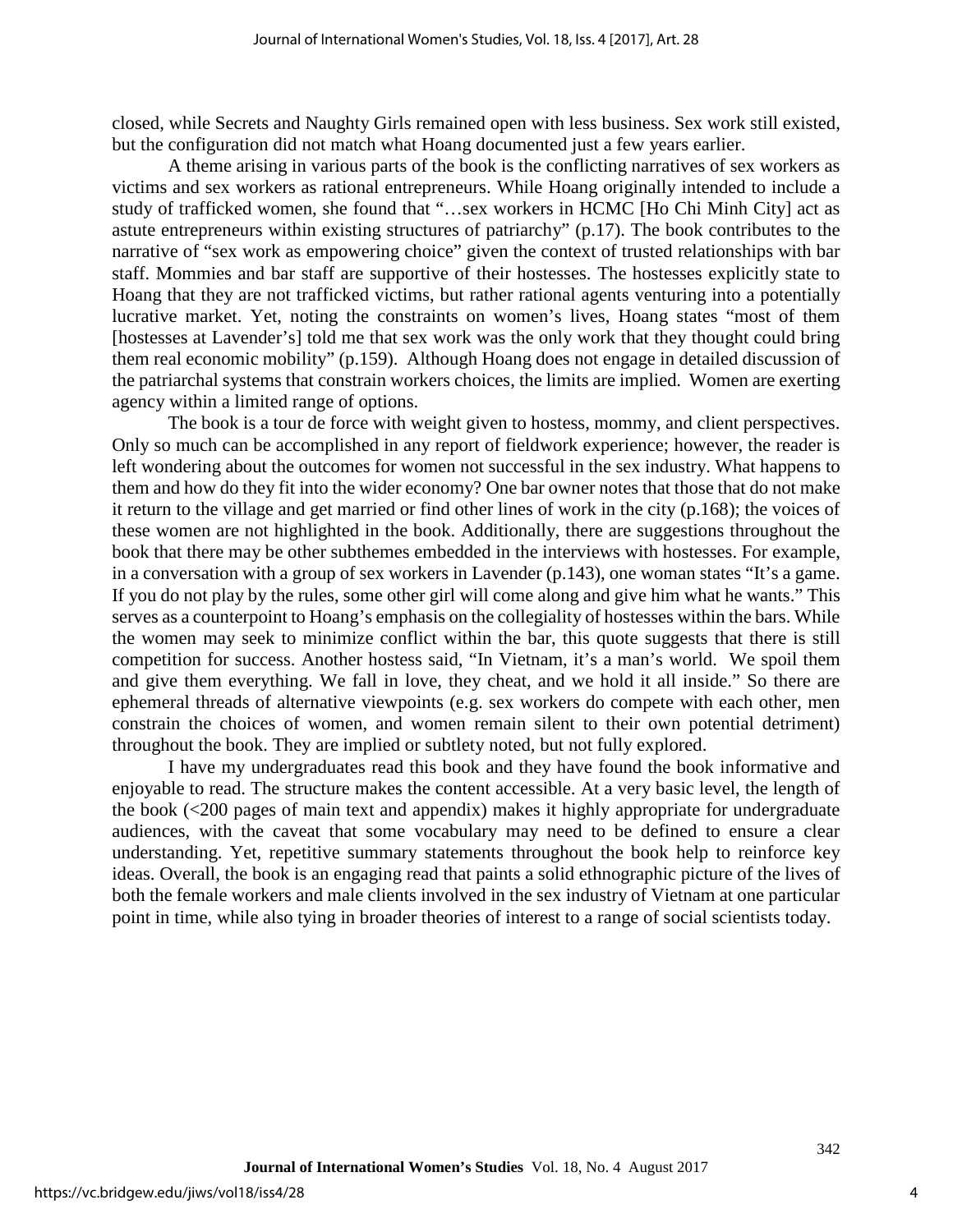closed, while Secrets and Naughty Girls remained open with less business. Sex work still existed, but the configuration did not match what Hoang documented just a few years earlier.

A theme arising in various parts of the book is the conflicting narratives of sex workers as victims and sex workers as rational entrepreneurs. While Hoang originally intended to include a study of trafficked women, she found that "…sex workers in HCMC [Ho Chi Minh City] act as astute entrepreneurs within existing structures of patriarchy" (p.17). The book contributes to the narrative of "sex work as empowering choice" given the context of trusted relationships with bar staff. Mommies and bar staff are supportive of their hostesses. The hostesses explicitly state to Hoang that they are not trafficked victims, but rather rational agents venturing into a potentially lucrative market. Yet, noting the constraints on women's lives, Hoang states "most of them [hostesses at Lavender's] told me that sex work was the only work that they thought could bring them real economic mobility" (p.159). Although Hoang does not engage in detailed discussion of the patriarchal systems that constrain workers choices, the limits are implied. Women are exerting agency within a limited range of options.

The book is a tour de force with weight given to hostess, mommy, and client perspectives. Only so much can be accomplished in any report of fieldwork experience; however, the reader is left wondering about the outcomes for women not successful in the sex industry. What happens to them and how do they fit into the wider economy? One bar owner notes that those that do not make it return to the village and get married or find other lines of work in the city (p.168); the voices of these women are not highlighted in the book. Additionally, there are suggestions throughout the book that there may be other subthemes embedded in the interviews with hostesses. For example, in a conversation with a group of sex workers in Lavender (p.143), one woman states "It's a game. If you do not play by the rules, some other girl will come along and give him what he wants." This serves as a counterpoint to Hoang's emphasis on the collegiality of hostesses within the bars. While the women may seek to minimize conflict within the bar, this quote suggests that there is still competition for success. Another hostess said, "In Vietnam, it's a man's world. We spoil them and give them everything. We fall in love, they cheat, and we hold it all inside." So there are ephemeral threads of alternative viewpoints (e.g. sex workers do compete with each other, men constrain the choices of women, and women remain silent to their own potential detriment) throughout the book. They are implied or subtlety noted, but not fully explored.

I have my undergraduates read this book and they have found the book informative and enjoyable to read. The structure makes the content accessible. At a very basic level, the length of the book (<200 pages of main text and appendix) makes it highly appropriate for undergraduate audiences, with the caveat that some vocabulary may need to be defined to ensure a clear understanding. Yet, repetitive summary statements throughout the book help to reinforce key ideas. Overall, the book is an engaging read that paints a solid ethnographic picture of the lives of both the female workers and male clients involved in the sex industry of Vietnam at one particular point in time, while also tying in broader theories of interest to a range of social scientists today.